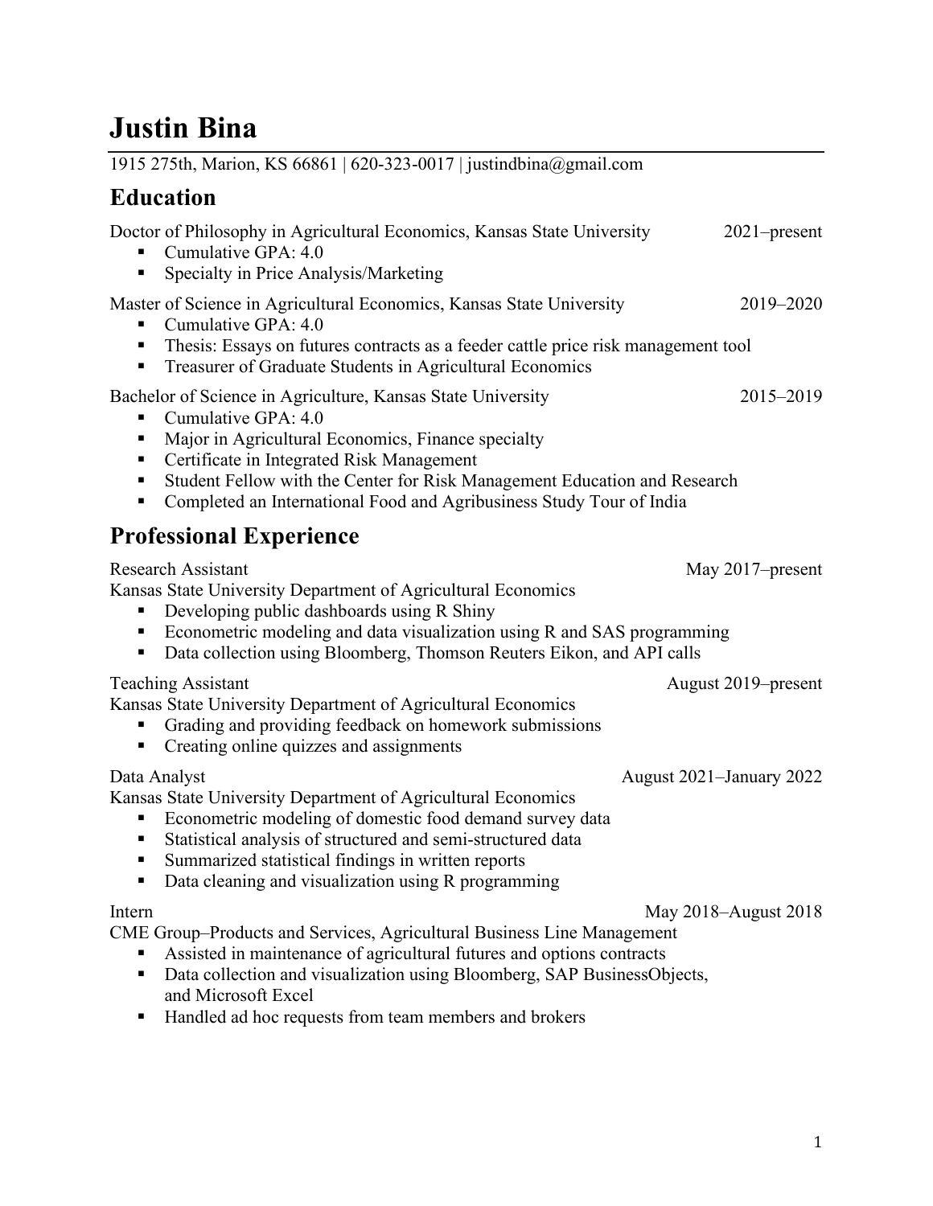# Justin Bina

1915 275th, Marion, KS 66861 | 620-323-0017 | justindbina@gmail.com

## Education

Doctor of Philosophy in Agricultural Economics, Kansas State University — 2021–present

- Cumulative GPA: 4.0
- Specialty in Price Analysis/Marketing

Master of Science in Agricultural Economics, Kansas State University — 2019–2020

- Cumulative GPA: 4.0
- Thesis: Essays on futures contracts as a feeder cattle price risk management tool
- Treasurer of Graduate Students in Agricultural Economics

Bachelor of Science in Agriculture, Kansas State University — 2015–2019

- Cumulative GPA: 4.0
- Major in Agricultural Economics, Finance specialty
- Certificate in Integrated Risk Management
- Student Fellow with the Center for Risk Management Education and Research
- Completed an International Food and Agribusiness Study Tour of India

## Professional Experience

Research Assistant — May 2017–present
Kansas State University Department of Agricultural Economics

- Developing public dashboards using R Shiny
- Econometric modeling and data visualization using R and SAS programming
- Data collection using Bloomberg, Thomson Reuters Eikon, and API calls

Teaching Assistant — August 2019–present
Kansas State University Department of Agricultural Economics

- Grading and providing feedback on homework submissions
- Creating online quizzes and assignments

Data Analyst — August 2021–January 2022
Kansas State University Department of Agricultural Economics

- Econometric modeling of domestic food demand survey data
- Statistical analysis of structured and semi-structured data
- Summarized statistical findings in written reports
- Data cleaning and visualization using R programming

Intern — May 2018–August 2018
CME Group–Products and Services, Agricultural Business Line Management

- Assisted in maintenance of agricultural futures and options contracts
- Data collection and visualization using Bloomberg, SAP BusinessObjects, and Microsoft Excel
- Handled ad hoc requests from team members and brokers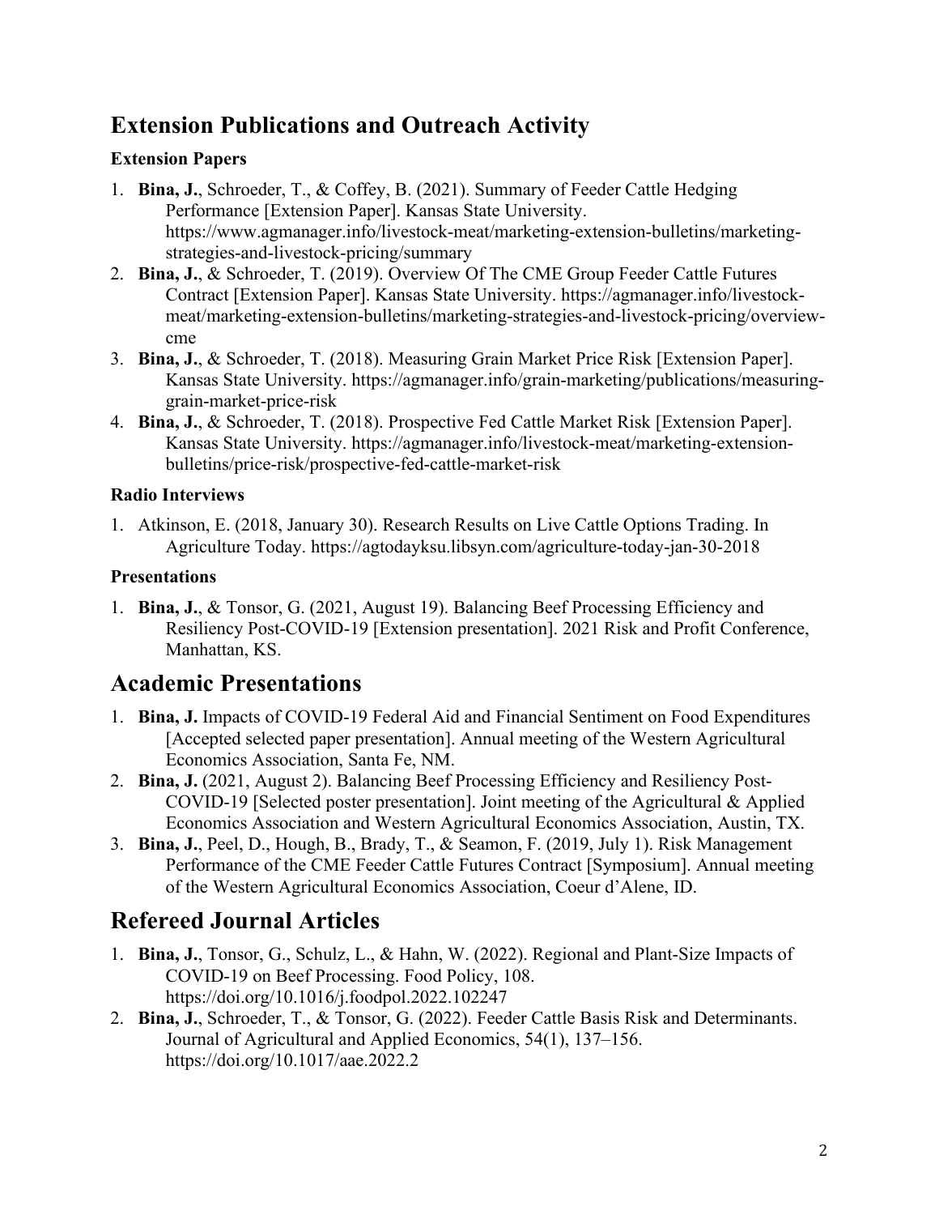## Extension Publications and Outreach Activity

### Extension Papers

1. **Bina, J.**, Schroeder, T., & Coffey, B. (2021). Summary of Feeder Cattle Hedging Performance [Extension Paper]. Kansas State University. https://www.agmanager.info/livestock-meat/marketing-extension-bulletins/marketing-strategies-and-livestock-pricing/summary
2. **Bina, J.**, & Schroeder, T. (2019). Overview Of The CME Group Feeder Cattle Futures Contract [Extension Paper]. Kansas State University. https://agmanager.info/livestock-meat/marketing-extension-bulletins/marketing-strategies-and-livestock-pricing/overview-cme
3. **Bina, J.**, & Schroeder, T. (2018). Measuring Grain Market Price Risk [Extension Paper]. Kansas State University. https://agmanager.info/grain-marketing/publications/measuring-grain-market-price-risk
4. **Bina, J.**, & Schroeder, T. (2018). Prospective Fed Cattle Market Risk [Extension Paper]. Kansas State University. https://agmanager.info/livestock-meat/marketing-extension-bulletins/price-risk/prospective-fed-cattle-market-risk

### Radio Interviews

1. Atkinson, E. (2018, January 30). Research Results on Live Cattle Options Trading. In Agriculture Today. https://agtodayksu.libsyn.com/agriculture-today-jan-30-2018

### Presentations

1. **Bina, J.**, & Tonsor, G. (2021, August 19). Balancing Beef Processing Efficiency and Resiliency Post-COVID-19 [Extension presentation]. 2021 Risk and Profit Conference, Manhattan, KS.

## Academic Presentations

1. **Bina, J.** Impacts of COVID-19 Federal Aid and Financial Sentiment on Food Expenditures [Accepted selected paper presentation]. Annual meeting of the Western Agricultural Economics Association, Santa Fe, NM.
2. **Bina, J.** (2021, August 2). Balancing Beef Processing Efficiency and Resiliency Post-COVID-19 [Selected poster presentation]. Joint meeting of the Agricultural & Applied Economics Association and Western Agricultural Economics Association, Austin, TX.
3. **Bina, J.**, Peel, D., Hough, B., Brady, T., & Seamon, F. (2019, July 1). Risk Management Performance of the CME Feeder Cattle Futures Contract [Symposium]. Annual meeting of the Western Agricultural Economics Association, Coeur d'Alene, ID.

## Refereed Journal Articles

1. **Bina, J.**, Tonsor, G., Schulz, L., & Hahn, W. (2022). Regional and Plant-Size Impacts of COVID-19 on Beef Processing. Food Policy, 108. https://doi.org/10.1016/j.foodpol.2022.102247
2. **Bina, J.**, Schroeder, T., & Tonsor, G. (2022). Feeder Cattle Basis Risk and Determinants. Journal of Agricultural and Applied Economics, 54(1), 137–156. https://doi.org/10.1017/aae.2022.2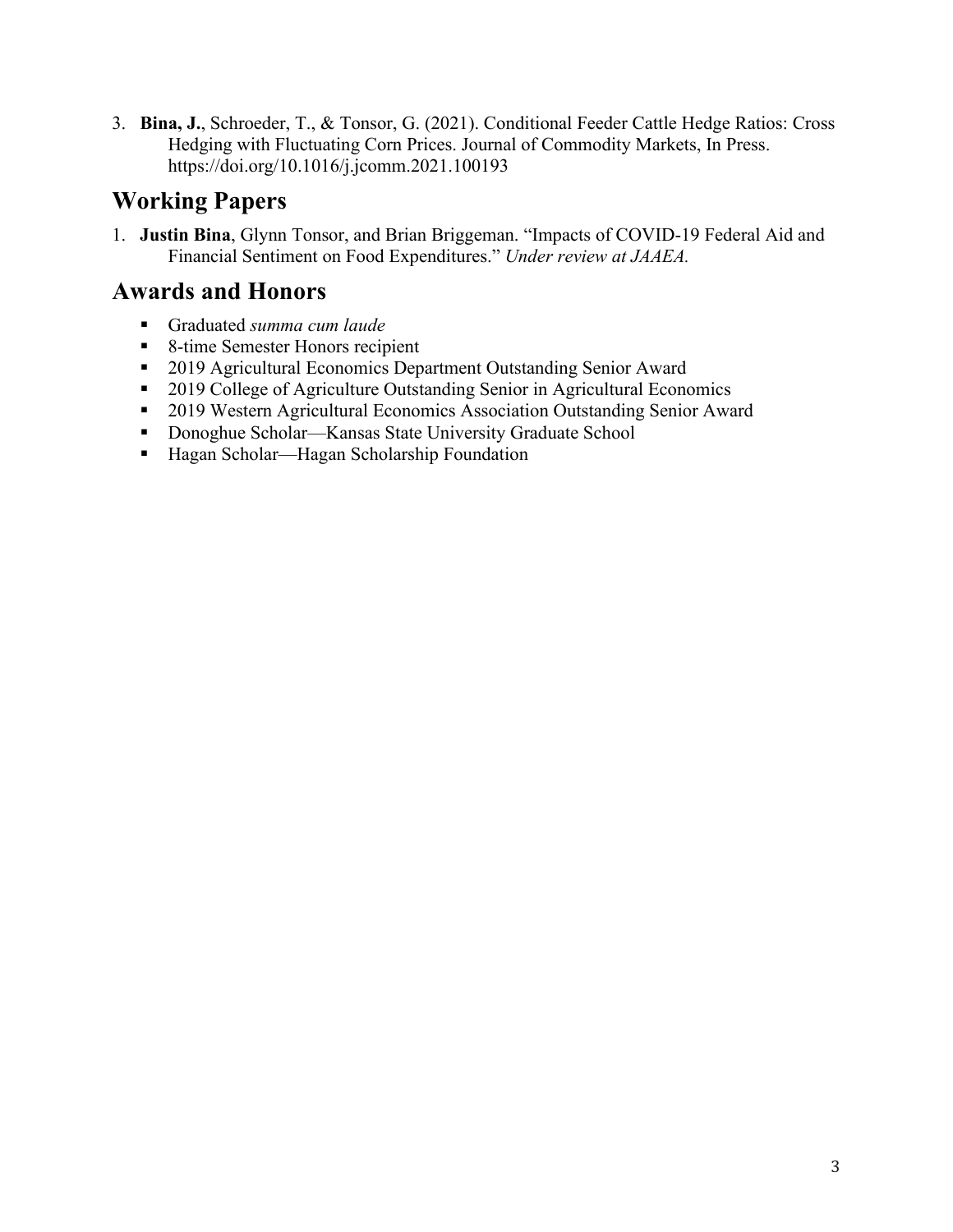3. **Bina, J.**, Schroeder, T., & Tonsor, G. (2021). Conditional Feeder Cattle Hedge Ratios: Cross Hedging with Fluctuating Corn Prices. Journal of Commodity Markets, In Press. https://doi.org/10.1016/j.jcomm.2021.100193

## Working Papers

1. **Justin Bina**, Glynn Tonsor, and Brian Briggeman. "Impacts of COVID-19 Federal Aid and Financial Sentiment on Food Expenditures." *Under review at JAAEA.*

## Awards and Honors

- Graduated *summa cum laude*
- 8-time Semester Honors recipient
- 2019 Agricultural Economics Department Outstanding Senior Award
- 2019 College of Agriculture Outstanding Senior in Agricultural Economics
- 2019 Western Agricultural Economics Association Outstanding Senior Award
- Donoghue Scholar—Kansas State University Graduate School
- Hagan Scholar—Hagan Scholarship Foundation